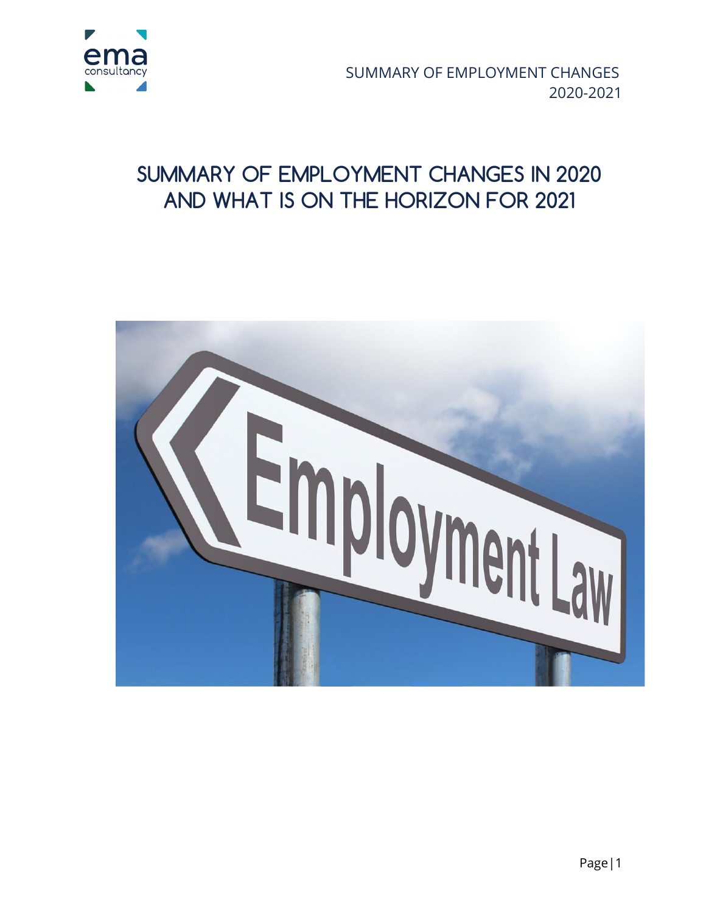# SUMMARY OF EMPLOYMENT CHANGES IN 2020 AND WHAT IS ON THE HORIZON FOR 2021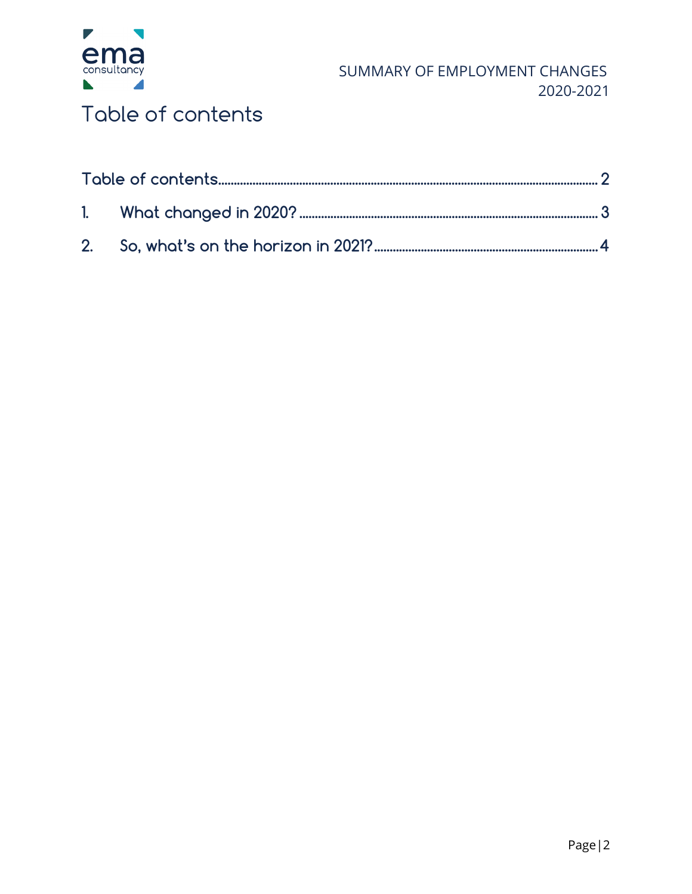# Table of contents

Table of contents ........................................................................................................ 2

1. What changed in 2020? ........................................................................................ 3

2. So, what's on the horizon in 2021? ...................................................................... 4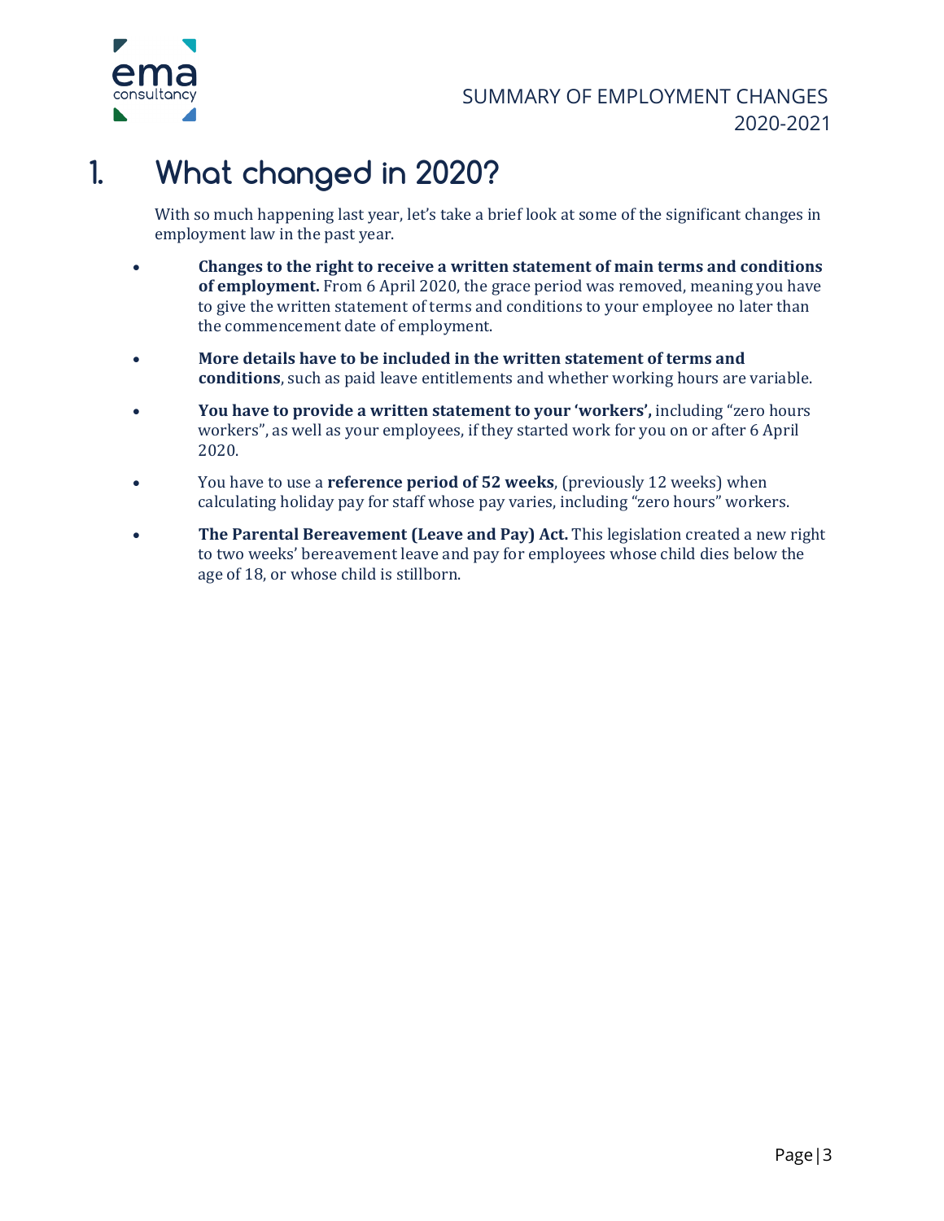# 1. What changed in 2020?

With so much happening last year, let's take a brief look at some of the significant changes in employment law in the past year.

- **Changes to the right to receive a written statement of main terms and conditions of employment.** From 6 April 2020, the grace period was removed, meaning you have to give the written statement of terms and conditions to your employee no later than the commencement date of employment.
- **More details have to be included in the written statement of terms and conditions**, such as paid leave entitlements and whether working hours are variable.
- **You have to provide a written statement to your 'workers',** including "zero hours workers", as well as your employees, if they started work for you on or after 6 April 2020.
- You have to use a **reference period of 52 weeks**, (previously 12 weeks) when calculating holiday pay for staff whose pay varies, including "zero hours" workers.
- **The Parental Bereavement (Leave and Pay) Act.** This legislation created a new right to two weeks' bereavement leave and pay for employees whose child dies below the age of 18, or whose child is stillborn.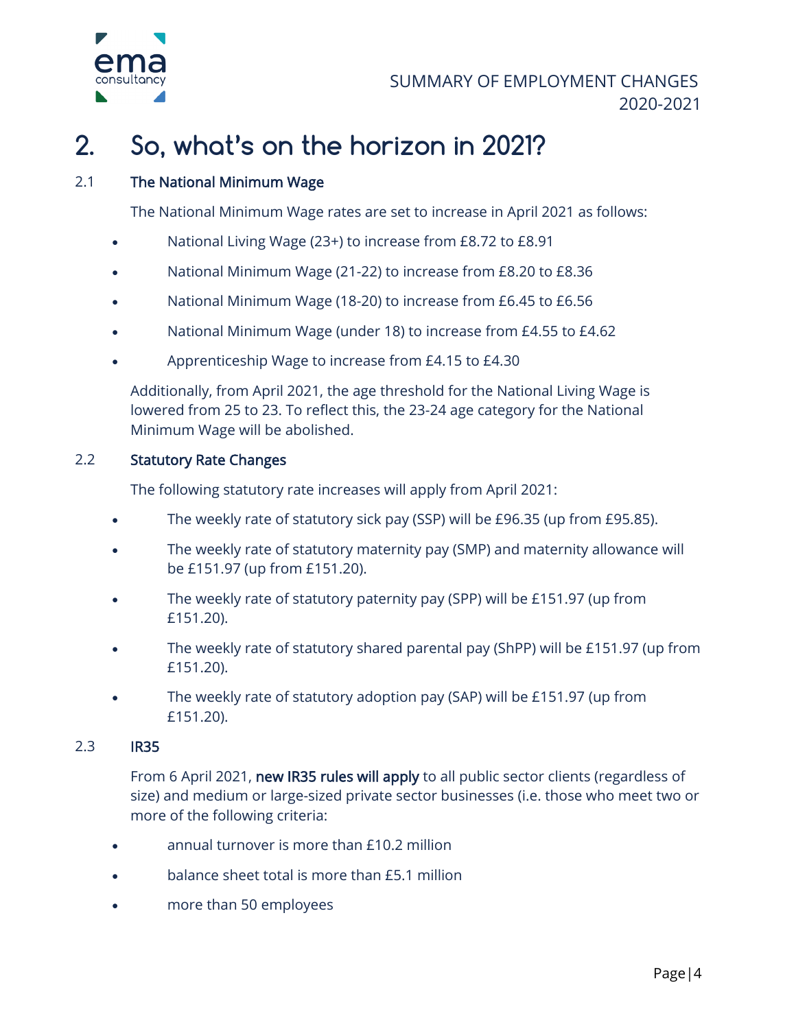# 2. So, what's on the horizon in 2021?

## 2.1 The National Minimum Wage

The National Minimum Wage rates are set to increase in April 2021 as follows:

- National Living Wage (23+) to increase from £8.72 to £8.91
- National Minimum Wage (21-22) to increase from £8.20 to £8.36
- National Minimum Wage (18-20) to increase from £6.45 to £6.56
- National Minimum Wage (under 18) to increase from £4.55 to £4.62
- Apprenticeship Wage to increase from £4.15 to £4.30

Additionally, from April 2021, the age threshold for the National Living Wage is lowered from 25 to 23. To reflect this, the 23-24 age category for the National Minimum Wage will be abolished.

## 2.2 Statutory Rate Changes

The following statutory rate increases will apply from April 2021:

- The weekly rate of statutory sick pay (SSP) will be £96.35 (up from £95.85).
- The weekly rate of statutory maternity pay (SMP) and maternity allowance will be £151.97 (up from £151.20).
- The weekly rate of statutory paternity pay (SPP) will be £151.97 (up from £151.20).
- The weekly rate of statutory shared parental pay (ShPP) will be £151.97 (up from £151.20).
- The weekly rate of statutory adoption pay (SAP) will be £151.97 (up from £151.20).

## 2.3 IR35

From 6 April 2021, new IR35 rules will apply to all public sector clients (regardless of size) and medium or large-sized private sector businesses (i.e. those who meet two or more of the following criteria:

- annual turnover is more than £10.2 million
- balance sheet total is more than £5.1 million
- more than 50 employees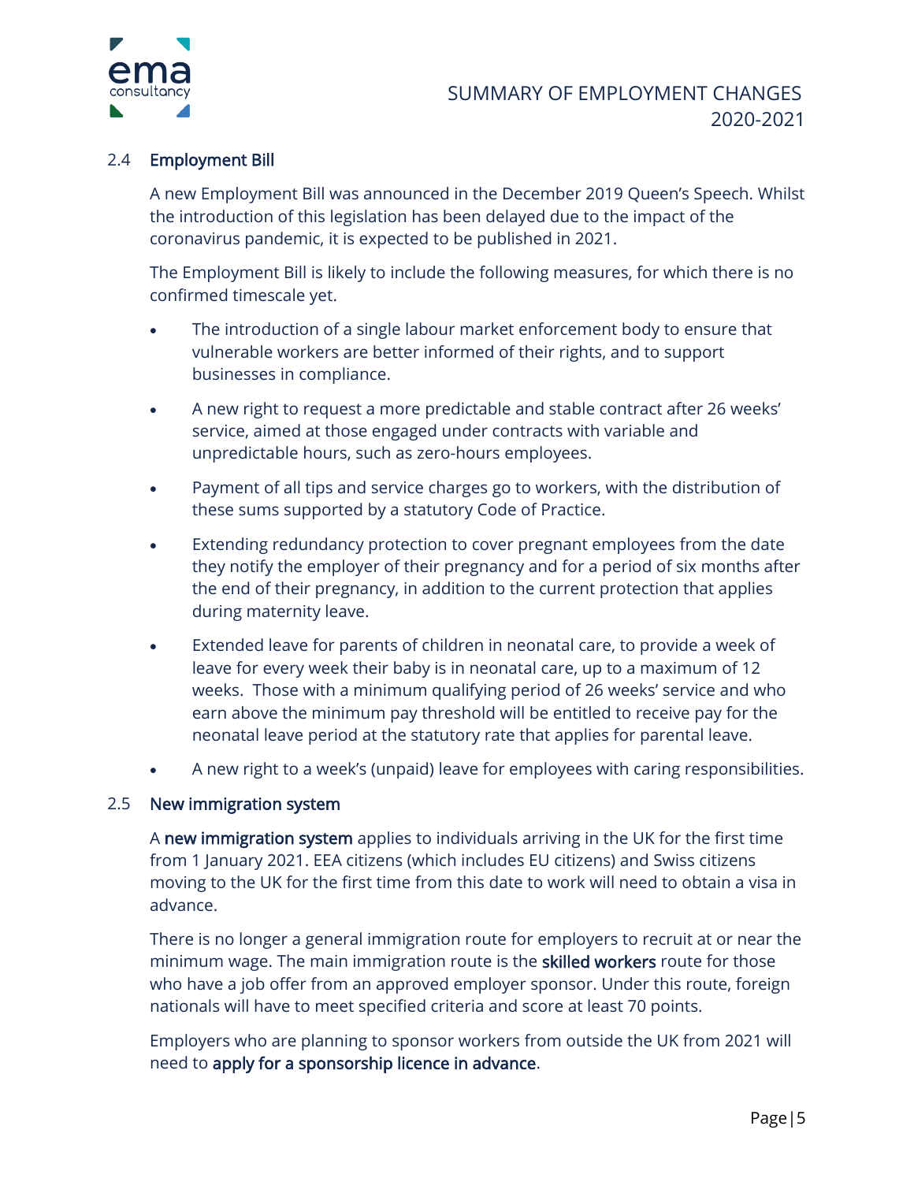## 2.4 Employment Bill

A new Employment Bill was announced in the December 2019 Queen's Speech. Whilst the introduction of this legislation has been delayed due to the impact of the coronavirus pandemic, it is expected to be published in 2021.

The Employment Bill is likely to include the following measures, for which there is no confirmed timescale yet.

- The introduction of a single labour market enforcement body to ensure that vulnerable workers are better informed of their rights, and to support businesses in compliance.
- A new right to request a more predictable and stable contract after 26 weeks' service, aimed at those engaged under contracts with variable and unpredictable hours, such as zero-hours employees.
- Payment of all tips and service charges go to workers, with the distribution of these sums supported by a statutory Code of Practice.
- Extending redundancy protection to cover pregnant employees from the date they notify the employer of their pregnancy and for a period of six months after the end of their pregnancy, in addition to the current protection that applies during maternity leave.
- Extended leave for parents of children in neonatal care, to provide a week of leave for every week their baby is in neonatal care, up to a maximum of 12 weeks. Those with a minimum qualifying period of 26 weeks' service and who earn above the minimum pay threshold will be entitled to receive pay for the neonatal leave period at the statutory rate that applies for parental leave.
- A new right to a week's (unpaid) leave for employees with caring responsibilities.

## 2.5 New immigration system

A **new immigration system** applies to individuals arriving in the UK for the first time from 1 January 2021. EEA citizens (which includes EU citizens) and Swiss citizens moving to the UK for the first time from this date to work will need to obtain a visa in advance.

There is no longer a general immigration route for employers to recruit at or near the minimum wage. The main immigration route is the **skilled workers** route for those who have a job offer from an approved employer sponsor. Under this route, foreign nationals will have to meet specified criteria and score at least 70 points.

Employers who are planning to sponsor workers from outside the UK from 2021 will need to **apply for a sponsorship licence in advance**.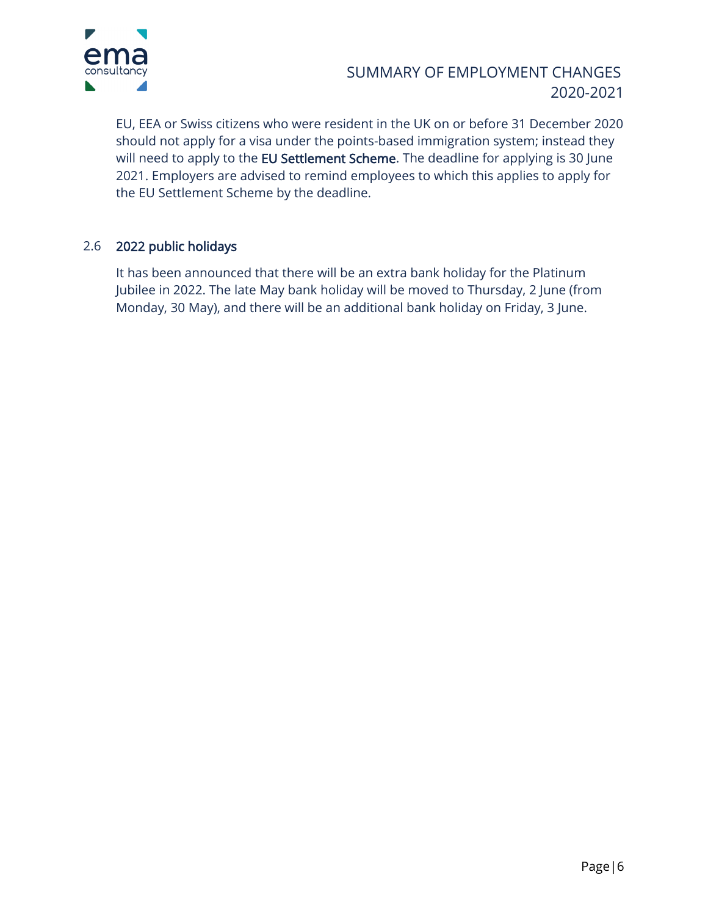EU, EEA or Swiss citizens who were resident in the UK on or before 31 December 2020 should not apply for a visa under the points-based immigration system; instead they will need to apply to the **EU Settlement Scheme**. The deadline for applying is 30 June 2021. Employers are advised to remind employees to which this applies to apply for the EU Settlement Scheme by the deadline.

### 2.6 2022 public holidays

It has been announced that there will be an extra bank holiday for the Platinum Jubilee in 2022. The late May bank holiday will be moved to Thursday, 2 June (from Monday, 30 May), and there will be an additional bank holiday on Friday, 3 June.